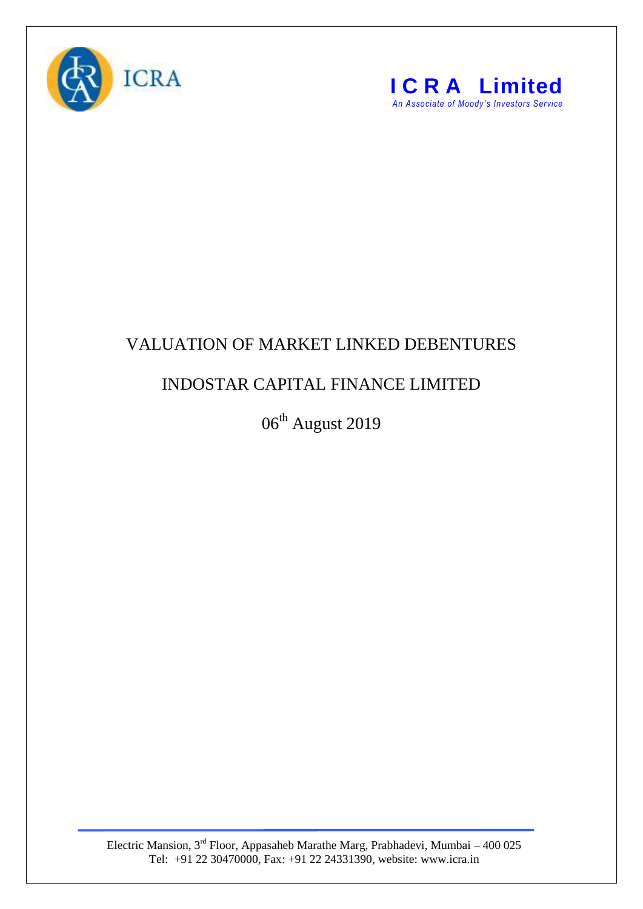ICRA

**I C R A Limited**

*An Associate of Moody's Investors Service*

# VALUATION OF MARKET LINKED DEBENTURES

# INDOSTAR CAPITAL FINANCE LIMITED

06th August 2019

Electric Mansion, 3rd Floor, Appasaheb Marathe Marg, Prabhadevi, Mumbai – 400 025
Tel: +91 22 30470000, Fax: +91 22 24331390, website: www.icra.in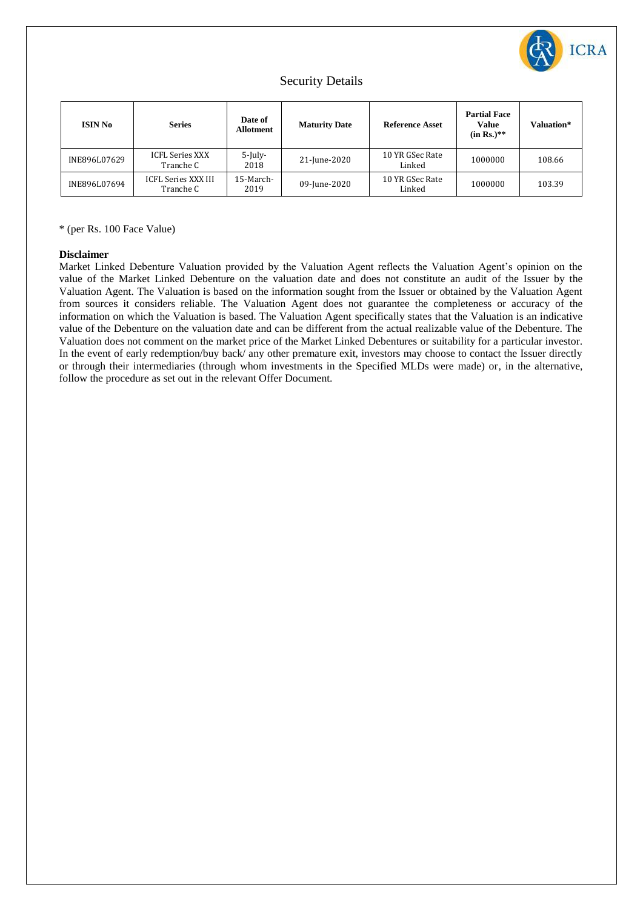## Security Details

| ISIN No | Series | Date of Allotment | Maturity Date | Reference Asset | Partial Face Value (in Rs.)** | Valuation* |
|---|---|---|---|---|---|---|
| INE896L07629 | ICFL Series XXX Tranche C | 5-July-2018 | 21-June-2020 | 10 YR GSec Rate Linked | 1000000 | 108.66 |
| INE896L07694 | ICFL Series XXX III Tranche C | 15-March-2019 | 09-June-2020 | 10 YR GSec Rate Linked | 1000000 | 103.39 |

* (per Rs. 100 Face Value)

**Disclaimer**

Market Linked Debenture Valuation provided by the Valuation Agent reflects the Valuation Agent's opinion on the value of the Market Linked Debenture on the valuation date and does not constitute an audit of the Issuer by the Valuation Agent. The Valuation is based on the information sought from the Issuer or obtained by the Valuation Agent from sources it considers reliable. The Valuation Agent does not guarantee the completeness or accuracy of the information on which the Valuation is based. The Valuation Agent specifically states that the Valuation is an indicative value of the Debenture on the valuation date and can be different from the actual realizable value of the Debenture. The Valuation does not comment on the market price of the Market Linked Debentures or suitability for a particular investor. In the event of early redemption/buy back/ any other premature exit, investors may choose to contact the Issuer directly or through their intermediaries (through whom investments in the Specified MLDs were made) or, in the alternative, follow the procedure as set out in the relevant Offer Document.